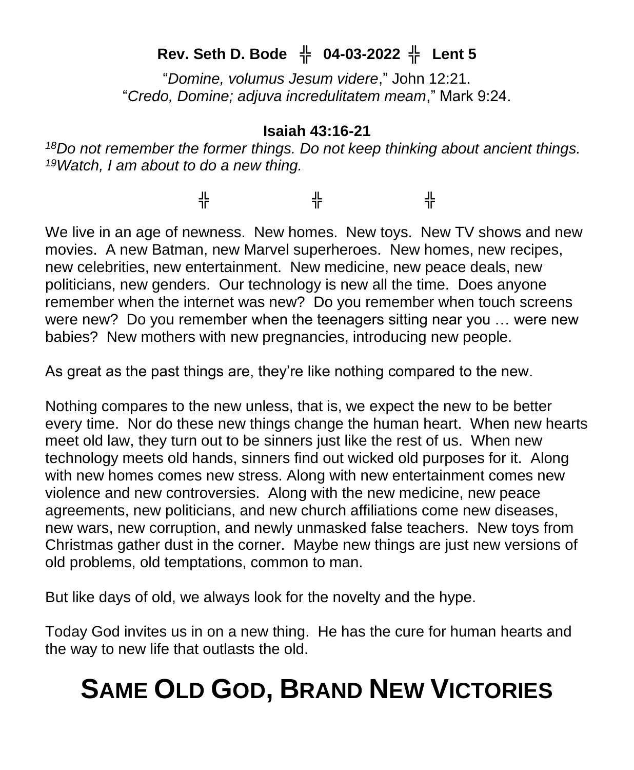**Rev. Seth D. Bode ╬ 04-03-2022 ╬ Lent 5**

"*Domine, volumus Jesum videre*," John 12:21.
"*Credo, Domine; adjuva incredulitatem meam*," Mark 9:24.

**Isaiah 43:16-21**

*[18]Do not remember the former things. Do not keep thinking about ancient things. [19]Watch, I am about to do a new thing.*

╬ ╬ ╬

We live in an age of newness. New homes. New toys. New TV shows and new movies. A new Batman, new Marvel superheroes. New homes, new recipes, new celebrities, new entertainment. New medicine, new peace deals, new politicians, new genders. Our technology is new all the time. Does anyone remember when the internet was new? Do you remember when touch screens were new? Do you remember when the teenagers sitting near you … were new babies? New mothers with new pregnancies, introducing new people.

As great as the past things are, they're like nothing compared to the new.

Nothing compares to the new unless, that is, we expect the new to be better every time. Nor do these new things change the human heart. When new hearts meet old law, they turn out to be sinners just like the rest of us. When new technology meets old hands, sinners find out wicked old purposes for it. Along with new homes comes new stress. Along with new entertainment comes new violence and new controversies. Along with the new medicine, new peace agreements, new politicians, and new church affiliations come new diseases, new wars, new corruption, and newly unmasked false teachers. New toys from Christmas gather dust in the corner. Maybe new things are just new versions of old problems, old temptations, common to man.

But like days of old, we always look for the novelty and the hype.

Today God invites us in on a new thing. He has the cure for human hearts and the way to new life that outlasts the old.

# SAME OLD GOD, BRAND NEW VICTORIES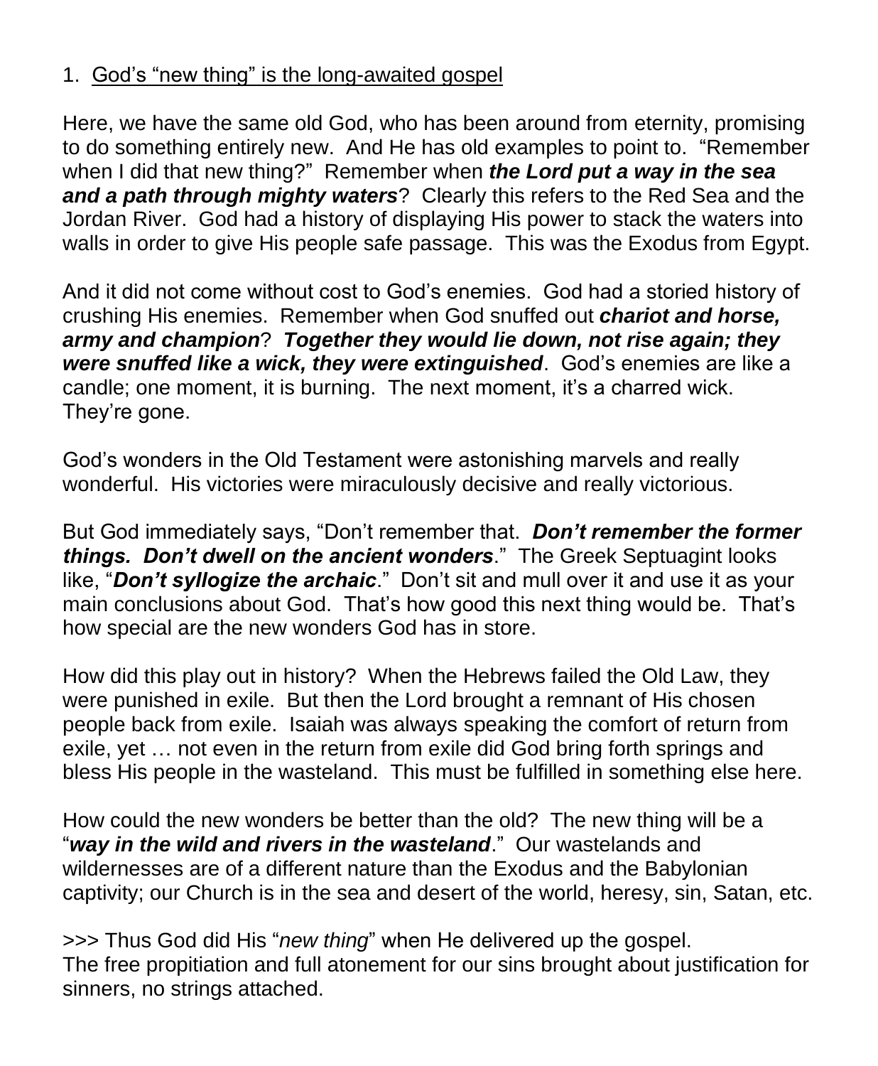1. <u>God's "new thing" is the long-awaited gospel</u>

Here, we have the same old God, who has been around from eternity, promising to do something entirely new. And He has old examples to point to. "Remember when I did that new thing?" Remember when ***the Lord put a way in the sea and a path through mighty waters***? Clearly this refers to the Red Sea and the Jordan River. God had a history of displaying His power to stack the waters into walls in order to give His people safe passage. This was the Exodus from Egypt.

And it did not come without cost to God's enemies. God had a storied history of crushing His enemies. Remember when God snuffed out ***chariot and horse, army and champion***? ***Together they would lie down, not rise again; they were snuffed like a wick, they were extinguished***. God's enemies are like a candle; one moment, it is burning. The next moment, it's a charred wick. They're gone.

God's wonders in the Old Testament were astonishing marvels and really wonderful. His victories were miraculously decisive and really victorious.

But God immediately says, "Don't remember that. ***Don't remember the former things. Don't dwell on the ancient wonders***." The Greek Septuagint looks like, "***Don't syllogize the archaic***." Don't sit and mull over it and use it as your main conclusions about God. That's how good this next thing would be. That's how special are the new wonders God has in store.

How did this play out in history? When the Hebrews failed the Old Law, they were punished in exile. But then the Lord brought a remnant of His chosen people back from exile. Isaiah was always speaking the comfort of return from exile, yet … not even in the return from exile did God bring forth springs and bless His people in the wasteland. This must be fulfilled in something else here.

How could the new wonders be better than the old? The new thing will be a "***way in the wild and rivers in the wasteland***." Our wastelands and wildernesses are of a different nature than the Exodus and the Babylonian captivity; our Church is in the sea and desert of the world, heresy, sin, Satan, etc.

>>> Thus God did His "*new thing*" when He delivered up the gospel.
The free propitiation and full atonement for our sins brought about justification for sinners, no strings attached.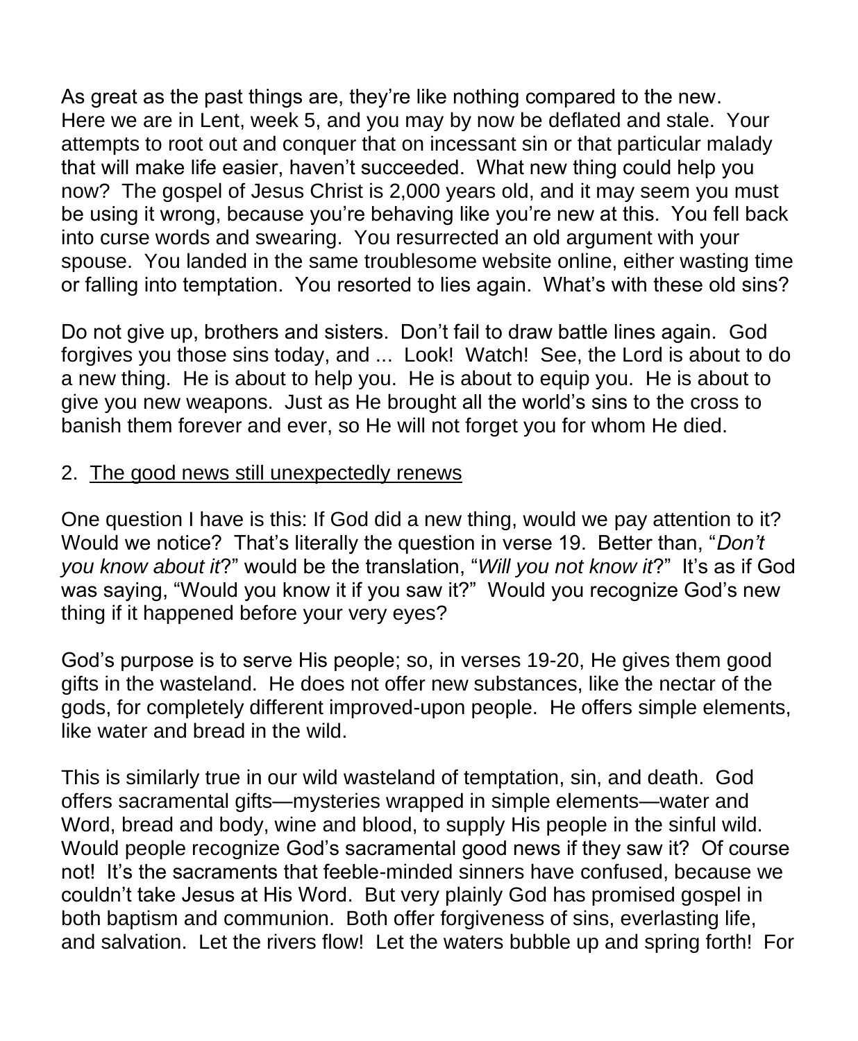As great as the past things are, they're like nothing compared to the new. Here we are in Lent, week 5, and you may by now be deflated and stale. Your attempts to root out and conquer that on incessant sin or that particular malady that will make life easier, haven't succeeded. What new thing could help you now? The gospel of Jesus Christ is 2,000 years old, and it may seem you must be using it wrong, because you're behaving like you're new at this. You fell back into curse words and swearing. You resurrected an old argument with your spouse. You landed in the same troublesome website online, either wasting time or falling into temptation. You resorted to lies again. What's with these old sins?

Do not give up, brothers and sisters. Don't fail to draw battle lines again. God forgives you those sins today, and ... Look! Watch! See, the Lord is about to do a new thing. He is about to help you. He is about to equip you. He is about to give you new weapons. Just as He brought all the world's sins to the cross to banish them forever and ever, so He will not forget you for whom He died.

2. <u>The good news still unexpectedly renews</u>

One question I have is this: If God did a new thing, would we pay attention to it? Would we notice? That's literally the question in verse 19. Better than, "*Don't you know about it*?" would be the translation, "*Will you not know it*?" It's as if God was saying, "Would you know it if you saw it?" Would you recognize God's new thing if it happened before your very eyes?

God's purpose is to serve His people; so, in verses 19-20, He gives them good gifts in the wasteland. He does not offer new substances, like the nectar of the gods, for completely different improved-upon people. He offers simple elements, like water and bread in the wild.

This is similarly true in our wild wasteland of temptation, sin, and death. God offers sacramental gifts—mysteries wrapped in simple elements—water and Word, bread and body, wine and blood, to supply His people in the sinful wild. Would people recognize God's sacramental good news if they saw it? Of course not! It's the sacraments that feeble-minded sinners have confused, because we couldn't take Jesus at His Word. But very plainly God has promised gospel in both baptism and communion. Both offer forgiveness of sins, everlasting life, and salvation. Let the rivers flow! Let the waters bubble up and spring forth! For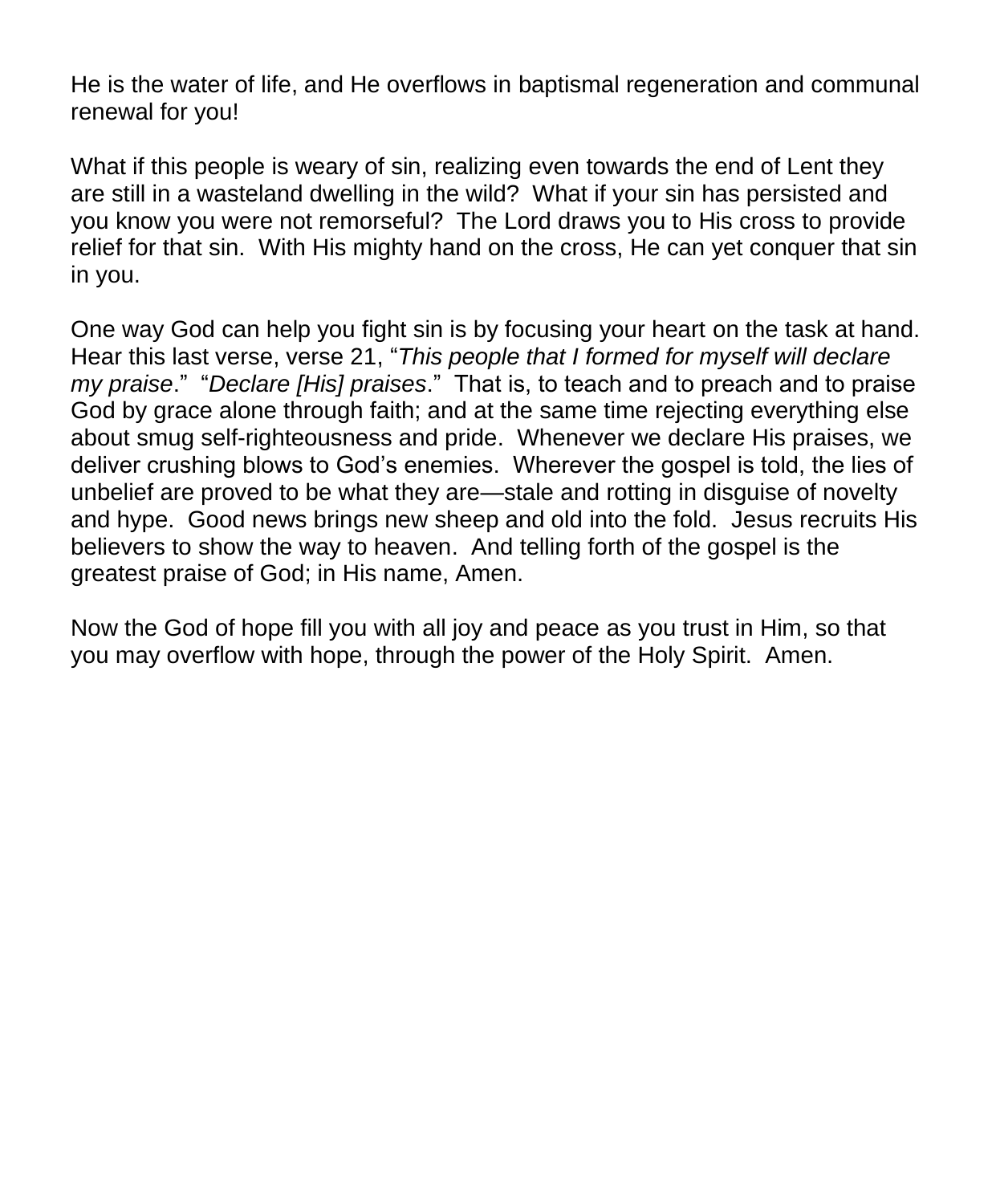He is the water of life, and He overflows in baptismal regeneration and communal renewal for you!

What if this people is weary of sin, realizing even towards the end of Lent they are still in a wasteland dwelling in the wild? What if your sin has persisted and you know you were not remorseful? The Lord draws you to His cross to provide relief for that sin. With His mighty hand on the cross, He can yet conquer that sin in you.

One way God can help you fight sin is by focusing your heart on the task at hand. Hear this last verse, verse 21, "*This people that I formed for myself will declare my praise*." "*Declare [His] praises*." That is, to teach and to preach and to praise God by grace alone through faith; and at the same time rejecting everything else about smug self-righteousness and pride. Whenever we declare His praises, we deliver crushing blows to God's enemies. Wherever the gospel is told, the lies of unbelief are proved to be what they are—stale and rotting in disguise of novelty and hype. Good news brings new sheep and old into the fold. Jesus recruits His believers to show the way to heaven. And telling forth of the gospel is the greatest praise of God; in His name, Amen.

Now the God of hope fill you with all joy and peace as you trust in Him, so that you may overflow with hope, through the power of the Holy Spirit. Amen.